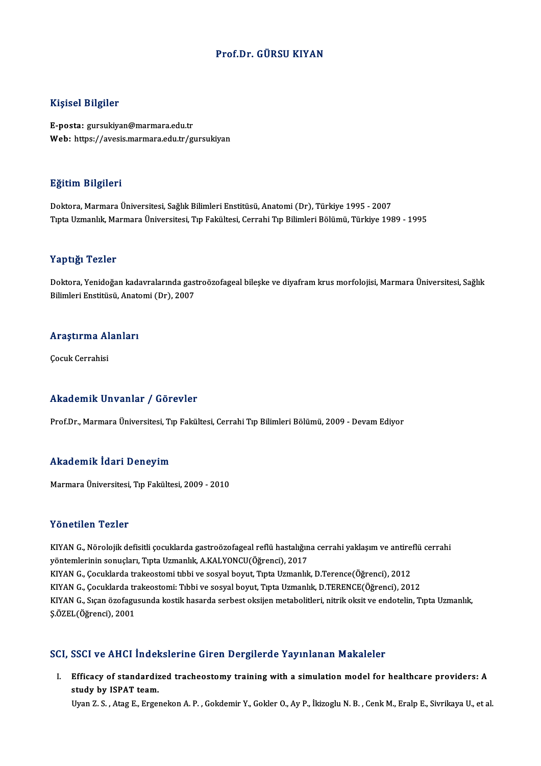# Prof.Dr. GÜRSU KIYAN

## Kişisel Bilgiler

**E-posta:** gursukiyan@marmara.edu.tr
**Web:** https://avesis.marmara.edu.tr/gursukiyan

## Eğitim Bilgileri

Doktora, Marmara Üniversitesi, Sağlık Bilimleri Enstitüsü, Anatomi (Dr), Türkiye 1995 - 2007
Tıpta Uzmanlık, Marmara Üniversitesi, Tıp Fakültesi, Cerrahi Tıp Bilimleri Bölümü, Türkiye 1989 - 1995

## Yaptığı Tezler

Doktora, Yenidoğan kadavralarında gastroözofageal bileşke ve diyafram krus morfolojisi, Marmara Üniversitesi, Sağlık Bilimleri Enstitüsü, Anatomi (Dr), 2007

## Araştırma Alanları

Çocuk Cerrahisi

## Akademik Unvanlar / Görevler

Prof.Dr., Marmara Üniversitesi, Tıp Fakültesi, Cerrahi Tıp Bilimleri Bölümü, 2009 - Devam Ediyor

## Akademik İdari Deneyim

Marmara Üniversitesi, Tıp Fakültesi, 2009 - 2010

## Yönetilen Tezler

KIYAN G., Nörolojik defisitli çocuklarda gastroözofageal reflü hastalığına cerrahi yaklaşım ve antireflü cerrahi yöntemlerinin sonuçları, Tıpta Uzmanlık, A.KALYONCU(Öğrenci), 2017
KIYAN G., Çocuklarda trakeostomi tıbbi ve sosyal boyut, Tıpta Uzmanlık, D.Terence(Öğrenci), 2012
KIYAN G., Çocuklarda trakeostomi: Tıbbi ve sosyal boyut, Tıpta Uzmanlık, D.TERENCE(Öğrenci), 2012
KIYAN G., Sıçan özofagusunda kostik hasarda serbest oksijen metabolitleri, nitrik oksit ve endotelin, Tıpta Uzmanlık, Ş.ÖZEL(Öğrenci), 2001

## SCI, SSCI ve AHCI İndekslerine Giren Dergilerde Yayınlanan Makaleler

I. **Efficacy of standardized tracheostomy training with a simulation model for healthcare providers: A study by ISPAT team.**
Uyan Z. S. , Atag E., Ergenekon A. P. , Gokdemir Y., Gokler O., Ay P., İkizoglu N. B. , Cenk M., Eralp E., Sivrikaya U., et al.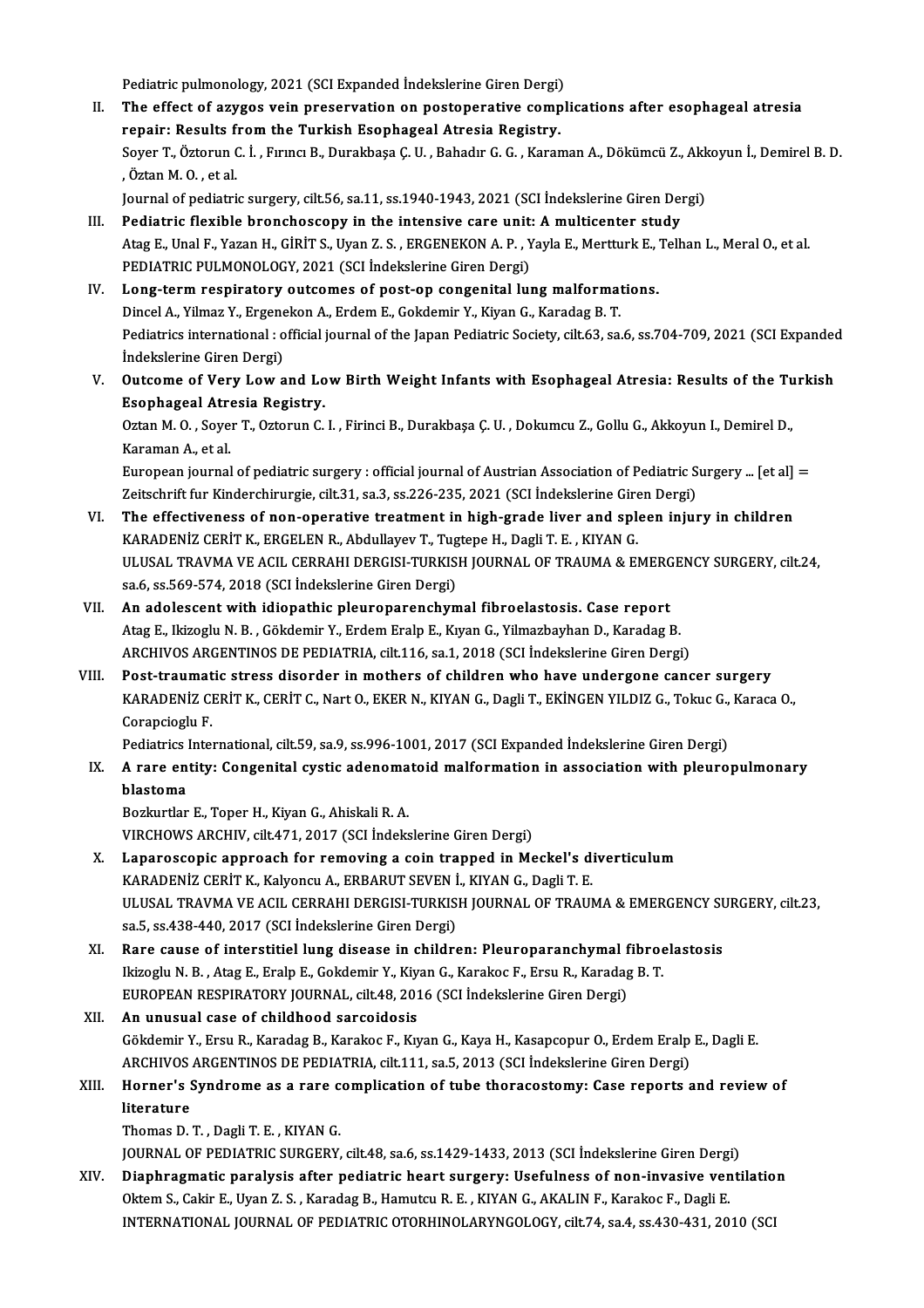Pediatric pulmonology, 2021 (SCI Expanded İndekslerine Giren Dergi)

II. **The effect of azygos vein preservation on postoperative complications after esophageal atresia repair: Results from the Turkish Esophageal Atresia Registry.**
Soyer T., Öztorun C. İ. , Fırıncı B., Durakbaşa Ç. U. , Bahadır G. G. , Karaman A., Dökümcü Z., Akkoyun İ., Demirel B. D. , Öztan M. O. , et al.
Journal of pediatric surgery, cilt.56, sa.11, ss.1940-1943, 2021 (SCI İndekslerine Giren Dergi)

III. **Pediatric flexible bronchoscopy in the intensive care unit: A multicenter study**
Atag E., Unal F., Yazan H., GİRİT S., Uyan Z. S. , ERGENEKON A. P. , Yayla E., Mertturk E., Telhan L., Meral O., et al.
PEDIATRIC PULMONOLOGY, 2021 (SCI İndekslerine Giren Dergi)

IV. **Long-term respiratory outcomes of post-op congenital lung malformations.**
Dincel A., Yilmaz Y., Ergenekon A., Erdem E., Gokdemir Y., Kiyan G., Karadag B. T.
Pediatrics international : official journal of the Japan Pediatric Society, cilt.63, sa.6, ss.704-709, 2021 (SCI Expanded İndekslerine Giren Dergi)

V. **Outcome of Very Low and Low Birth Weight Infants with Esophageal Atresia: Results of the Turkish Esophageal Atresia Registry.**
Oztan M. O. , Soyer T., Oztorun C. I. , Firinci B., Durakbaşa Ç. U. , Dokumcu Z., Gollu G., Akkoyun I., Demirel D., Karaman A., et al.
European journal of pediatric surgery : official journal of Austrian Association of Pediatric Surgery ... [et al] = Zeitschrift fur Kinderchirurgie, cilt.31, sa.3, ss.226-235, 2021 (SCI İndekslerine Giren Dergi)

VI. **The effectiveness of non-operative treatment in high-grade liver and spleen injury in children**
KARADENİZ CERİT K., ERGELEN R., Abdullayev T., Tugtepe H., Dagli T. E. , KIYAN G.
ULUSAL TRAVMA VE ACIL CERRAHI DERGISI-TURKISH JOURNAL OF TRAUMA & EMERGENCY SURGERY, cilt.24, sa.6, ss.569-574, 2018 (SCI İndekslerine Giren Dergi)

VII. **An adolescent with idiopathic pleuroparenchymal fibroelastosis. Case report**
Atag E., Ikizoglu N. B. , Gökdemir Y., Erdem Eralp E., Kıyan G., Yilmazbayhan D., Karadag B.
ARCHIVOS ARGENTINOS DE PEDIATRIA, cilt.116, sa.1, 2018 (SCI İndekslerine Giren Dergi)

VIII. **Post-traumatic stress disorder in mothers of children who have undergone cancer surgery**
KARADENİZ CERİT K., CERİT C., Nart O., EKER N., KIYAN G., Dagli T., EKİNGEN YILDIZ G., Tokuc G., Karaca O., Corapcioglu F.
Pediatrics International, cilt.59, sa.9, ss.996-1001, 2017 (SCI Expanded İndekslerine Giren Dergi)

IX. **A rare entity: Congenital cystic adenomatoid malformation in association with pleuropulmonary blastoma**
Bozkurtlar E., Toper H., Kiyan G., Ahiskali R. A.
VIRCHOWS ARCHIV, cilt.471, 2017 (SCI İndekslerine Giren Dergi)

X. **Laparoscopic approach for removing a coin trapped in Meckel's diverticulum**
KARADENİZ CERİT K., Kalyoncu A., ERBARUT SEVEN İ., KIYAN G., Dagli T. E.
ULUSAL TRAVMA VE ACIL CERRAHI DERGISI-TURKISH JOURNAL OF TRAUMA & EMERGENCY SURGERY, cilt.23, sa.5, ss.438-440, 2017 (SCI İndekslerine Giren Dergi)

XI. **Rare cause of interstitiel lung disease in children: Pleuroparanchymal fibroelastosis**
Ikizoglu N. B. , Atag E., Eralp E., Gokdemir Y., Kiyan G., Karakoc F., Ersu R., Karadag B. T.
EUROPEAN RESPIRATORY JOURNAL, cilt.48, 2016 (SCI İndekslerine Giren Dergi)

XII. **An unusual case of childhood sarcoidosis**
Gökdemir Y., Ersu R., Karadag B., Karakoc F., Kıyan G., Kaya H., Kasapcopur O., Erdem Eralp E., Dagli E.
ARCHIVOS ARGENTINOS DE PEDIATRIA, cilt.111, sa.5, 2013 (SCI İndekslerine Giren Dergi)

XIII. **Horner's Syndrome as a rare complication of tube thoracostomy: Case reports and review of literature**
Thomas D. T. , Dagli T. E. , KIYAN G.
JOURNAL OF PEDIATRIC SURGERY, cilt.48, sa.6, ss.1429-1433, 2013 (SCI İndekslerine Giren Dergi)

XIV. **Diaphragmatic paralysis after pediatric heart surgery: Usefulness of non-invasive ventilation**
Oktem S., Cakir E., Uyan Z. S. , Karadag B., Hamutcu R. E. , KIYAN G., AKALIN F., Karakoc F., Dagli E.
INTERNATIONAL JOURNAL OF PEDIATRIC OTORHINOLARYNGOLOGY, cilt.74, sa.4, ss.430-431, 2010 (SCI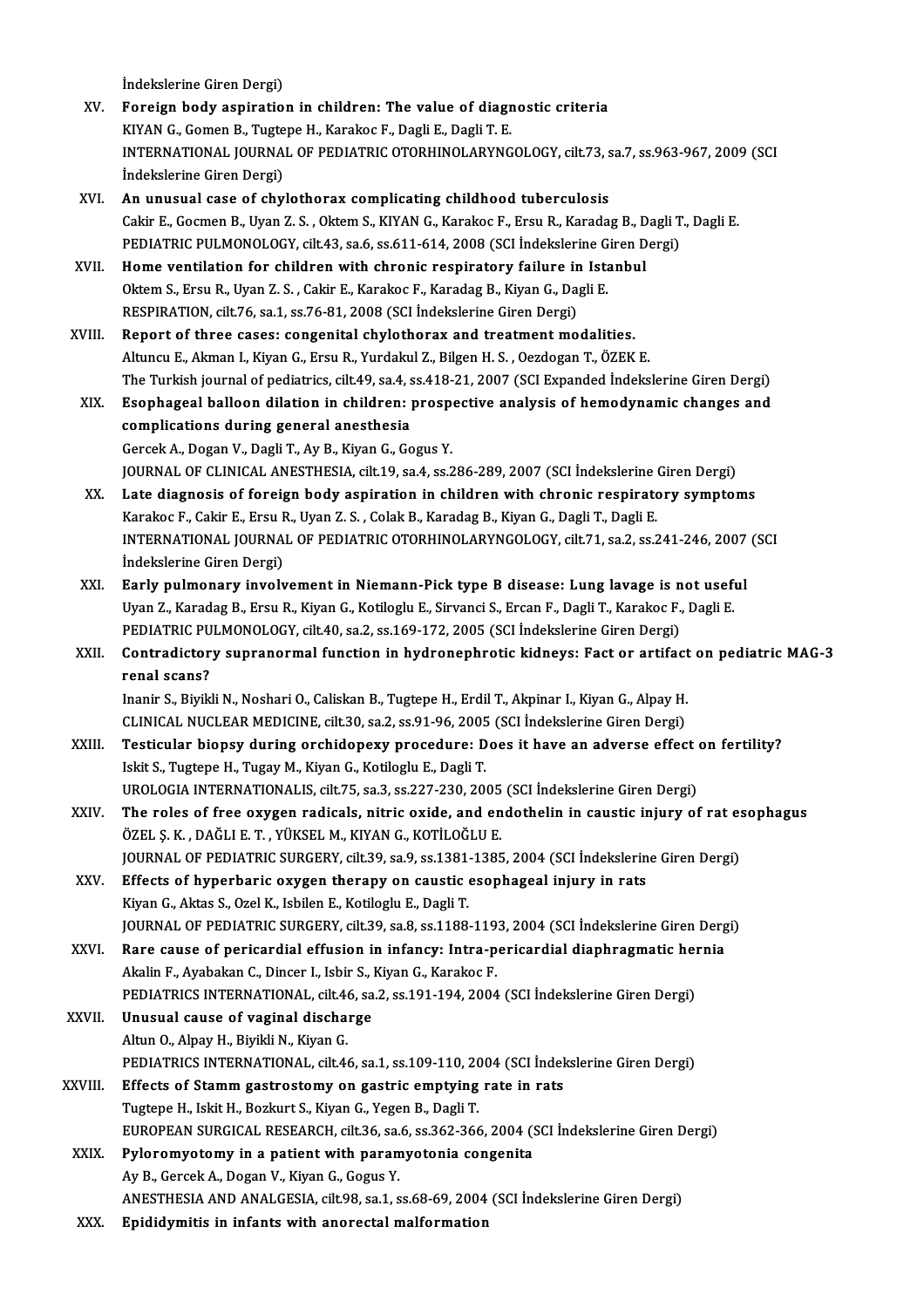İndekslerine Giren Dergi)

XV. **Foreign body aspiration in children: The value of diagnostic criteria**
KIYAN G., Gomen B., Tugtepe H., Karakoc F., Dagli E., Dagli T. E.
INTERNATIONAL JOURNAL OF PEDIATRIC OTORHINOLARYNGOLOGY, cilt.73, sa.7, ss.963-967, 2009 (SCI İndekslerine Giren Dergi)

XVI. **An unusual case of chylothorax complicating childhood tuberculosis**
Cakir E., Gocmen B., Uyan Z. S. , Oktem S., KIYAN G., Karakoc F., Ersu R., Karadag B., Dagli T., Dagli E.
PEDIATRIC PULMONOLOGY, cilt.43, sa.6, ss.611-614, 2008 (SCI İndekslerine Giren Dergi)

XVII. **Home ventilation for children with chronic respiratory failure in Istanbul**
Oktem S., Ersu R., Uyan Z. S. , Cakir E., Karakoc F., Karadag B., Kiyan G., Dagli E.
RESPIRATION, cilt.76, sa.1, ss.76-81, 2008 (SCI İndekslerine Giren Dergi)

XVIII. **Report of three cases: congenital chylothorax and treatment modalities.**
Altuncu E., Akman I., Kiyan G., Ersu R., Yurdakul Z., Bilgen H. S. , Oezdogan T., ÖZEK E.
The Turkish journal of pediatrics, cilt.49, sa.4, ss.418-21, 2007 (SCI Expanded İndekslerine Giren Dergi)

XIX. **Esophageal balloon dilation in children: prospective analysis of hemodynamic changes and complications during general anesthesia**
Gercek A., Dogan V., Dagli T., Ay B., Kiyan G., Gogus Y.
JOURNAL OF CLINICAL ANESTHESIA, cilt.19, sa.4, ss.286-289, 2007 (SCI İndekslerine Giren Dergi)

XX. **Late diagnosis of foreign body aspiration in children with chronic respiratory symptoms**
Karakoc F., Cakir E., Ersu R., Uyan Z. S. , Colak B., Karadag B., Kiyan G., Dagli T., Dagli E.
INTERNATIONAL JOURNAL OF PEDIATRIC OTORHINOLARYNGOLOGY, cilt.71, sa.2, ss.241-246, 2007 (SCI İndekslerine Giren Dergi)

XXI. **Early pulmonary involvement in Niemann-Pick type B disease: Lung lavage is not useful**
Uyan Z., Karadag B., Ersu R., Kiyan G., Kotiloglu E., Sirvanci S., Ercan F., Dagli T., Karakoc F., Dagli E.
PEDIATRIC PULMONOLOGY, cilt.40, sa.2, ss.169-172, 2005 (SCI İndekslerine Giren Dergi)

XXII. **Contradictory supranormal function in hydronephrotic kidneys: Fact or artifact on pediatric MAG-3 renal scans?**
Inanir S., Biyikli N., Noshari O., Caliskan B., Tugtepe H., Erdil T., Akpinar I., Kiyan G., Alpay H.
CLINICAL NUCLEAR MEDICINE, cilt.30, sa.2, ss.91-96, 2005 (SCI İndekslerine Giren Dergi)

XXIII. **Testicular biopsy during orchidopexy procedure: Does it have an adverse effect on fertility?**
Iskit S., Tugtepe H., Tugay M., Kiyan G., Kotiloglu E., Dagli T.
UROLOGIA INTERNATIONALIS, cilt.75, sa.3, ss.227-230, 2005 (SCI İndekslerine Giren Dergi)

XXIV. **The roles of free oxygen radicals, nitric oxide, and endothelin in caustic injury of rat esophagus**
ÖZEL Ş. K. , DAĞLI E. T. , YÜKSEL M., KIYAN G., KOTİLOĞLU E.
JOURNAL OF PEDIATRIC SURGERY, cilt.39, sa.9, ss.1381-1385, 2004 (SCI İndekslerine Giren Dergi)

XXV. **Effects of hyperbaric oxygen therapy on caustic esophageal injury in rats**
Kiyan G., Aktas S., Ozel K., Isbilen E., Kotiloglu E., Dagli T.
JOURNAL OF PEDIATRIC SURGERY, cilt.39, sa.8, ss.1188-1193, 2004 (SCI İndekslerine Giren Dergi)

XXVI. **Rare cause of pericardial effusion in infancy: Intra-pericardial diaphragmatic hernia**
Akalin F., Ayabakan C., Dincer I., Isbir S., Kiyan G., Karakoc F.
PEDIATRICS INTERNATIONAL, cilt.46, sa.2, ss.191-194, 2004 (SCI İndekslerine Giren Dergi)

XXVII. **Unusual cause of vaginal discharge**
Altun O., Alpay H., Biyikli N., Kiyan G.
PEDIATRICS INTERNATIONAL, cilt.46, sa.1, ss.109-110, 2004 (SCI İndekslerine Giren Dergi)

XXVIII. **Effects of Stamm gastrostomy on gastric emptying rate in rats**
Tugtepe H., Iskit H., Bozkurt S., Kiyan G., Yegen B., Dagli T.
EUROPEAN SURGICAL RESEARCH, cilt.36, sa.6, ss.362-366, 2004 (SCI İndekslerine Giren Dergi)

XXIX. **Pyloromyotomy in a patient with paramyotonia congenita**
Ay B., Gercek A., Dogan V., Kiyan G., Gogus Y.
ANESTHESIA AND ANALGESIA, cilt.98, sa.1, ss.68-69, 2004 (SCI İndekslerine Giren Dergi)

XXX. **Epididymitis in infants with anorectal malformation**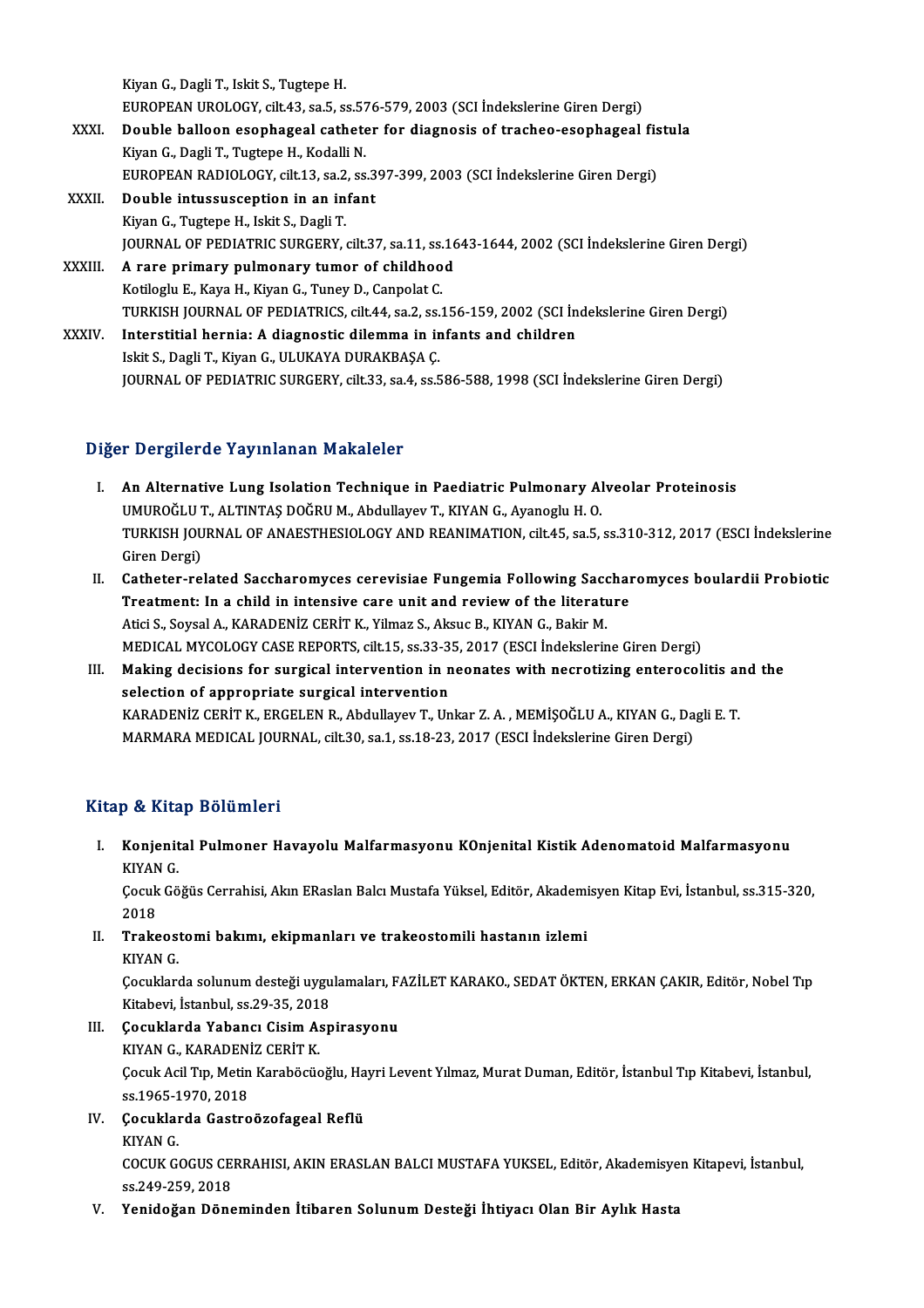Kiyan G., Dagli T., Iskit S., Tugtepe H.
EUROPEAN UROLOGY, cilt.43, sa.5, ss.576-579, 2003 (SCI İndekslerine Giren Dergi)

XXXI. **Double balloon esophageal catheter for diagnosis of tracheo-esophageal fistula**
Kiyan G., Dagli T., Tugtepe H., Kodalli N.
EUROPEAN RADIOLOGY, cilt.13, sa.2, ss.397-399, 2003 (SCI İndekslerine Giren Dergi)

XXXII. **Double intussusception in an infant**
Kiyan G., Tugtepe H., Iskit S., Dagli T.
JOURNAL OF PEDIATRIC SURGERY, cilt.37, sa.11, ss.1643-1644, 2002 (SCI İndekslerine Giren Dergi)

XXXIII. **A rare primary pulmonary tumor of childhood**
Kotiloglu E., Kaya H., Kiyan G., Tuney D., Canpolat C.
TURKISH JOURNAL OF PEDIATRICS, cilt.44, sa.2, ss.156-159, 2002 (SCI İndekslerine Giren Dergi)

XXXIV. **Interstitial hernia: A diagnostic dilemma in infants and children**
Iskit S., Dagli T., Kiyan G., ULUKAYA DURAKBAŞA Ç.
JOURNAL OF PEDIATRIC SURGERY, cilt.33, sa.4, ss.586-588, 1998 (SCI İndekslerine Giren Dergi)

## Diğer Dergilerde Yayınlanan Makaleler

I. **An Alternative Lung Isolation Technique in Paediatric Pulmonary Alveolar Proteinosis**
UMUROĞLU T., ALTINTAŞ DOĞRU M., Abdullayev T., KIYAN G., Ayanoglu H. O.
TURKISH JOURNAL OF ANAESTHESIOLOGY AND REANIMATION, cilt.45, sa.5, ss.310-312, 2017 (ESCI İndekslerine Giren Dergi)

II. **Catheter-related Saccharomyces cerevisiae Fungemia Following Saccharomyces boulardii Probiotic Treatment: In a child in intensive care unit and review of the literature**
Atici S., Soysal A., KARADENİZ CERİT K., Yilmaz S., Aksuc B., KIYAN G., Bakir M.
MEDICAL MYCOLOGY CASE REPORTS, cilt.15, ss.33-35, 2017 (ESCI İndekslerine Giren Dergi)

III. **Making decisions for surgical intervention in neonates with necrotizing enterocolitis and the selection of appropriate surgical intervention**
KARADENİZ CERİT K., ERGELEN R., Abdullayev T., Unkar Z. A. , MEMİŞOĞLU A., KIYAN G., Dagli E. T.
MARMARA MEDICAL JOURNAL, cilt.30, sa.1, ss.18-23, 2017 (ESCI İndekslerine Giren Dergi)

## Kitap & Kitap Bölümleri

I. **Konjenital Pulmoner Havayolu Malfarmasyonu KOnjenital Kistik Adenomatoid Malfarmasyonu**
KIYAN G.
Çocuk Göğüs Cerrahisi, Akın ERaslan Balcı Mustafa Yüksel, Editör, Akademisyen Kitap Evi, İstanbul, ss.315-320, 2018

II. **Trakeostomi bakımı, ekipmanları ve trakeostomili hastanın izlemi**
KIYAN G.
Çocuklarda solunum desteği uygulamaları, FAZİLET KARAKO., SEDAT ÖKTEN, ERKAN ÇAKIR, Editör, Nobel Tıp Kitabevi, İstanbul, ss.29-35, 2018

III. **Çocuklarda Yabancı Cisim Aspirasyonu**
KIYAN G., KARADENİZ CERİT K.
Çocuk Acil Tıp, Metin Karaböcüoğlu, Hayri Levent Yılmaz, Murat Duman, Editör, İstanbul Tıp Kitabevi, İstanbul, ss.1965-1970, 2018

IV. **Çocuklarda Gastroözofageal Reflü**
KIYAN G.
COCUK GOGUS CERRAHISI, AKIN ERASLAN BALCI MUSTAFA YUKSEL, Editör, Akademisyen Kitapevi, İstanbul, ss.249-259, 2018

V. **Yenidoğan Döneminden İtibaren Solunum Desteği İhtiyacı Olan Bir Aylık Hasta**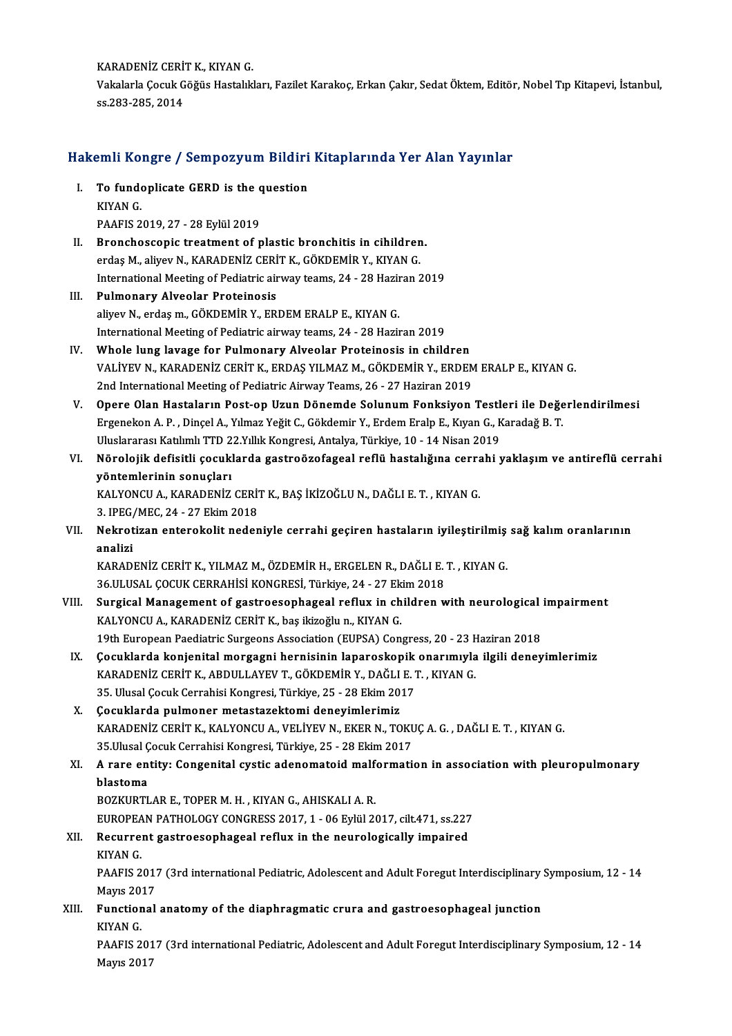KARADENİZ CERİT K., KIYAN G.

Vakalarla Çocuk Göğüs Hastalıkları, Fazilet Karakoç, Erkan Çakır, Sedat Öktem, Editör, Nobel Tıp Kitapevi, İstanbul, ss.283-285, 2014

## Hakemli Kongre / Sempozyum Bildiri Kitaplarında Yer Alan Yayınlar

I. **To fundoplicate GERD is the question**
KIYAN G.
PAAFIS 2019, 27 - 28 Eylül 2019

II. **Bronchoscopic treatment of plastic bronchitis in cihildren.**
erdaş M., aliyev N., KARADENİZ CERİT K., GÖKDEMİR Y., KIYAN G.
International Meeting of Pediatric airway teams, 24 - 28 Haziran 2019

III. **Pulmonary Alveolar Proteinosis**
aliyev N., erdaş m., GÖKDEMİR Y., ERDEM ERALP E., KIYAN G.
International Meeting of Pediatric airway teams, 24 - 28 Haziran 2019

IV. **Whole lung lavage for Pulmonary Alveolar Proteinosis in children**
VALİYEV N., KARADENİZ CERİT K., ERDAŞ YILMAZ M., GÖKDEMİR Y., ERDEM ERALP E., KIYAN G.
2nd International Meeting of Pediatric Airway Teams, 26 - 27 Haziran 2019

V. **Opere Olan Hastaların Post-op Uzun Dönemde Solunum Fonksiyon Testleri ile Değerlendirilmesi**
Ergenekon A. P. , Dinçel A., Yılmaz Yeğit C., Gökdemir Y., Erdem Eralp E., Kıyan G., Karadağ B. T.
Uluslararası Katılımlı TTD 22.Yıllık Kongresi, Antalya, Türkiye, 10 - 14 Nisan 2019

VI. **Nörolojik defisitli çocuklarda gastroözofageal reflü hastalığına cerrahi yaklaşım ve antireflü cerrahi yöntemlerinin sonuçları**
KALYONCU A., KARADENİZ CERİT K., BAŞ İKİZOĞLU N., DAĞLI E. T. , KIYAN G.
3. IPEG/MEC, 24 - 27 Ekim 2018

VII. **Nekrotizan enterokolit nedeniyle cerrahi geçiren hastaların iyileştirilmiş sağ kalım oranlarının analizi**
KARADENİZ CERİT K., YILMAZ M., ÖZDEMİR H., ERGELEN R., DAĞLI E. T. , KIYAN G.
36.ULUSAL ÇOCUK CERRAHİSİ KONGRESİ, Türkiye, 24 - 27 Ekim 2018

VIII. **Surgical Management of gastroesophageal reflux in children with neurological impairment**
KALYONCU A., KARADENİZ CERİT K., baş ikizoğlu n., KIYAN G.
19th European Paediatric Surgeons Association (EUPSA) Congress, 20 - 23 Haziran 2018

IX. **Çocuklarda konjenital morgagni hernisinin laparoskopik onarımıyla ilgili deneyimlerimiz**
KARADENİZ CERİT K., ABDULLAYEV T., GÖKDEMİR Y., DAĞLI E. T. , KIYAN G.
35. Ulusal Çocuk Cerrahisi Kongresi, Türkiye, 25 - 28 Ekim 2017

X. **Çocuklarda pulmoner metastazektomi deneyimlerimiz**
KARADENİZ CERİT K., KALYONCU A., VELİYEV N., EKER N., TOKUÇ A. G. , DAĞLI E. T. , KIYAN G.
35.Ulusal Çocuk Cerrahisi Kongresi, Türkiye, 25 - 28 Ekim 2017

XI. **A rare entity: Congenital cystic adenomatoid malformation in association with pleuropulmonary blastoma**
BOZKURTLAR E., TOPER M. H. , KIYAN G., AHISKALI A. R.
EUROPEAN PATHOLOGY CONGRESS 2017, 1 - 06 Eylül 2017, cilt.471, ss.227

XII. **Recurrent gastroesophageal reflux in the neurologically impaired**
KIYAN G.
PAAFIS 2017 (3rd international Pediatric, Adolescent and Adult Foregut Interdisciplinary Symposium, 12 - 14 Mayıs 2017

XIII. **Functional anatomy of the diaphragmatic crura and gastroesophageal junction**
KIYAN G.
PAAFIS 2017 (3rd international Pediatric, Adolescent and Adult Foregut Interdisciplinary Symposium, 12 - 14 Mayıs 2017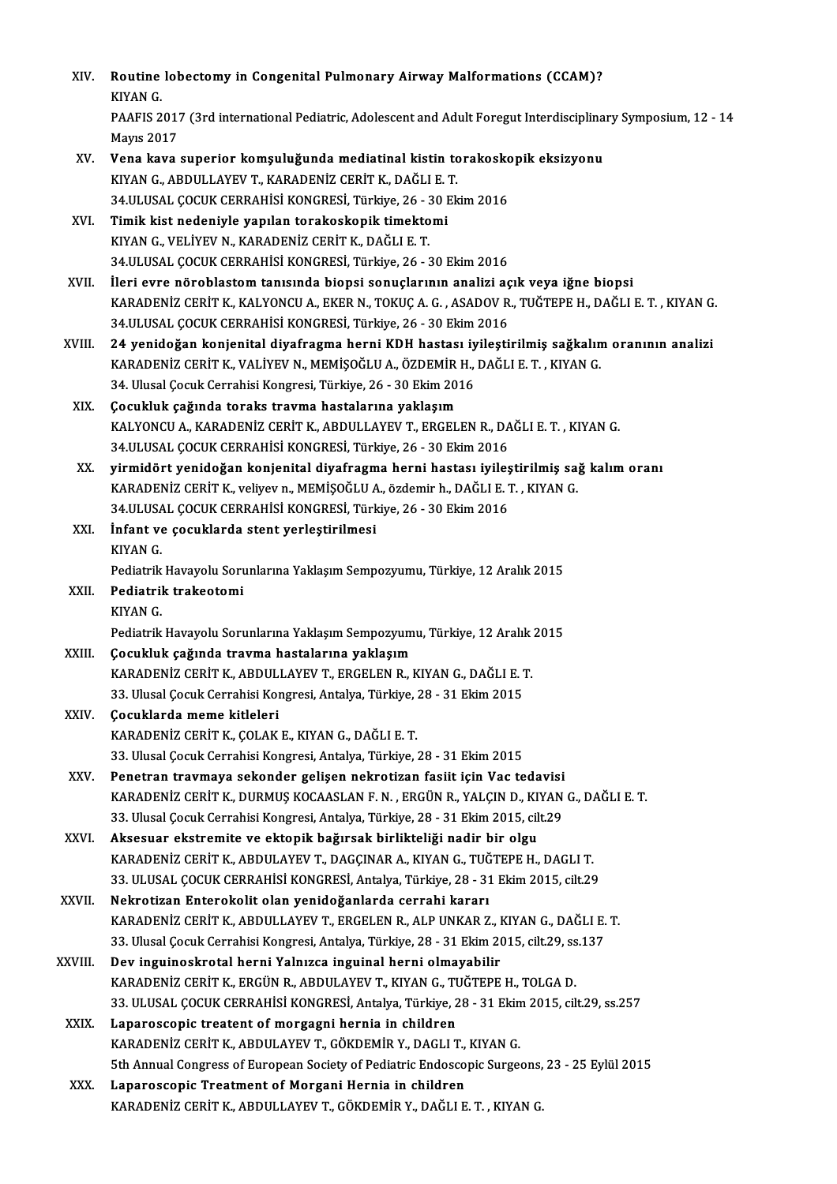XIV. **Routine lobectomy in Congenital Pulmonary Airway Malformations (CCAM)?**
KIYAN G.
PAAFIS 2017 (3rd international Pediatric, Adolescent and Adult Foregut Interdisciplinary Symposium, 12 - 14 Mayıs 2017

XV. **Vena kava superior komşuluğunda mediatinal kistin torakoskopik eksizyonu**
KIYAN G., ABDULLAYEV T., KARADENİZ CERİT K., DAĞLI E. T.
34.ULUSAL ÇOCUK CERRAHİSİ KONGRESİ, Türkiye, 26 - 30 Ekim 2016

XVI. **Timik kist nedeniyle yapılan torakoskopik timektomi**
KIYAN G., VELİYEV N., KARADENİZ CERİT K., DAĞLI E. T.
34.ULUSAL ÇOCUK CERRAHİSİ KONGRESİ, Türkiye, 26 - 30 Ekim 2016

XVII. **İleri evre nöroblastom tanısında biopsi sonuçlarının analizi açık veya iğne biopsi**
KARADENİZ CERİT K., KALYONCU A., EKER N., TOKUÇ A. G. , ASADOV R., TUĞTEPE H., DAĞLI E. T. , KIYAN G.
34.ULUSAL ÇOCUK CERRAHİSİ KONGRESİ, Türkiye, 26 - 30 Ekim 2016

XVIII. **24 yenidoğan konjenital diyafragma herni KDH hastası iyileştirilmiş sağkalım oranının analizi**
KARADENİZ CERİT K., VALİYEV N., MEMİŞOĞLU A., ÖZDEMİR H., DAĞLI E. T. , KIYAN G.
34. Ulusal Çocuk Cerrahisi Kongresi, Türkiye, 26 - 30 Ekim 2016

XIX. **Çocukluk çağında toraks travma hastalarına yaklaşım**
KALYONCU A., KARADENİZ CERİT K., ABDULLAYEV T., ERGELEN R., DAĞLI E. T. , KIYAN G.
34.ULUSAL ÇOCUK CERRAHİSİ KONGRESİ, Türkiye, 26 - 30 Ekim 2016

XX. **yirmidört yenidoğan konjenital diyafragma herni hastası iyileştirilmiş sağ kalım oranı**
KARADENİZ CERİT K., veliyev n., MEMİŞOĞLU A., özdemir h., DAĞLI E. T. , KIYAN G.
34.ULUSAL ÇOCUK CERRAHİSİ KONGRESİ, Türkiye, 26 - 30 Ekim 2016

XXI. **İnfant ve çocuklarda stent yerleştirilmesi**
KIYAN G.
Pediatrik Havayolu Sorunlarına Yaklaşım Sempozyumu, Türkiye, 12 Aralık 2015

XXII. **Pediatrik trakeotomi**
KIYAN G.
Pediatrik Havayolu Sorunlarına Yaklaşım Sempozyumu, Türkiye, 12 Aralık 2015

XXIII. **Çocukluk çağında travma hastalarına yaklaşım**
KARADENİZ CERİT K., ABDULLAYEV T., ERGELEN R., KIYAN G., DAĞLI E. T.
33. Ulusal Çocuk Cerrahisi Kongresi, Antalya, Türkiye, 28 - 31 Ekim 2015

XXIV. **Çocuklarda meme kitleleri**
KARADENİZ CERİT K., ÇOLAK E., KIYAN G., DAĞLI E. T.
33. Ulusal Çocuk Cerrahisi Kongresi, Antalya, Türkiye, 28 - 31 Ekim 2015

XXV. **Penetran travmaya sekonder gelişen nekrotizan fasiit için Vac tedavisi**
KARADENİZ CERİT K., DURMUŞ KOCAASLAN F. N. , ERGÜN R., YALÇIN D., KIYAN G., DAĞLI E. T.
33. Ulusal Çocuk Cerrahisi Kongresi, Antalya, Türkiye, 28 - 31 Ekim 2015, cilt.29

XXVI. **Aksesuar ekstremite ve ektopik bağırsak birlikteliği nadir bir olgu**
KARADENİZ CERİT K., ABDULAYEV T., DAGÇINAR A., KIYAN G., TUĞTEPE H., DAGLI T.
33. ULUSAL ÇOCUK CERRAHİSİ KONGRESİ, Antalya, Türkiye, 28 - 31 Ekim 2015, cilt.29

XXVII. **Nekrotizan Enterokolit olan yenidoğanlarda cerrahi kararı**
KARADENİZ CERİT K., ABDULLAYEV T., ERGELEN R., ALP UNKAR Z., KIYAN G., DAĞLI E. T.
33. Ulusal Çocuk Cerrahisi Kongresi, Antalya, Türkiye, 28 - 31 Ekim 2015, cilt.29, ss.137

XXVIII. **Dev inguinoskrotal herni Yalnızca inguinal herni olmayabilir**
KARADENİZ CERİT K., ERGÜN R., ABDULAYEV T., KIYAN G., TUĞTEPE H., TOLGA D.
33. ULUSAL ÇOCUK CERRAHİSİ KONGRESİ, Antalya, Türkiye, 28 - 31 Ekim 2015, cilt.29, ss.257

XXIX. **Laparoscopic treatent of morgagni hernia in children**
KARADENİZ CERİT K., ABDULAYEV T., GÖKDEMİR Y., DAGLI T., KIYAN G.
5th Annual Congress of European Society of Pediatric Endoscopic Surgeons, 23 - 25 Eylül 2015

XXX. **Laparoscopic Treatment of Morgani Hernia in children**
KARADENİZ CERİT K., ABDULLAYEV T., GÖKDEMİR Y., DAĞLI E. T. , KIYAN G.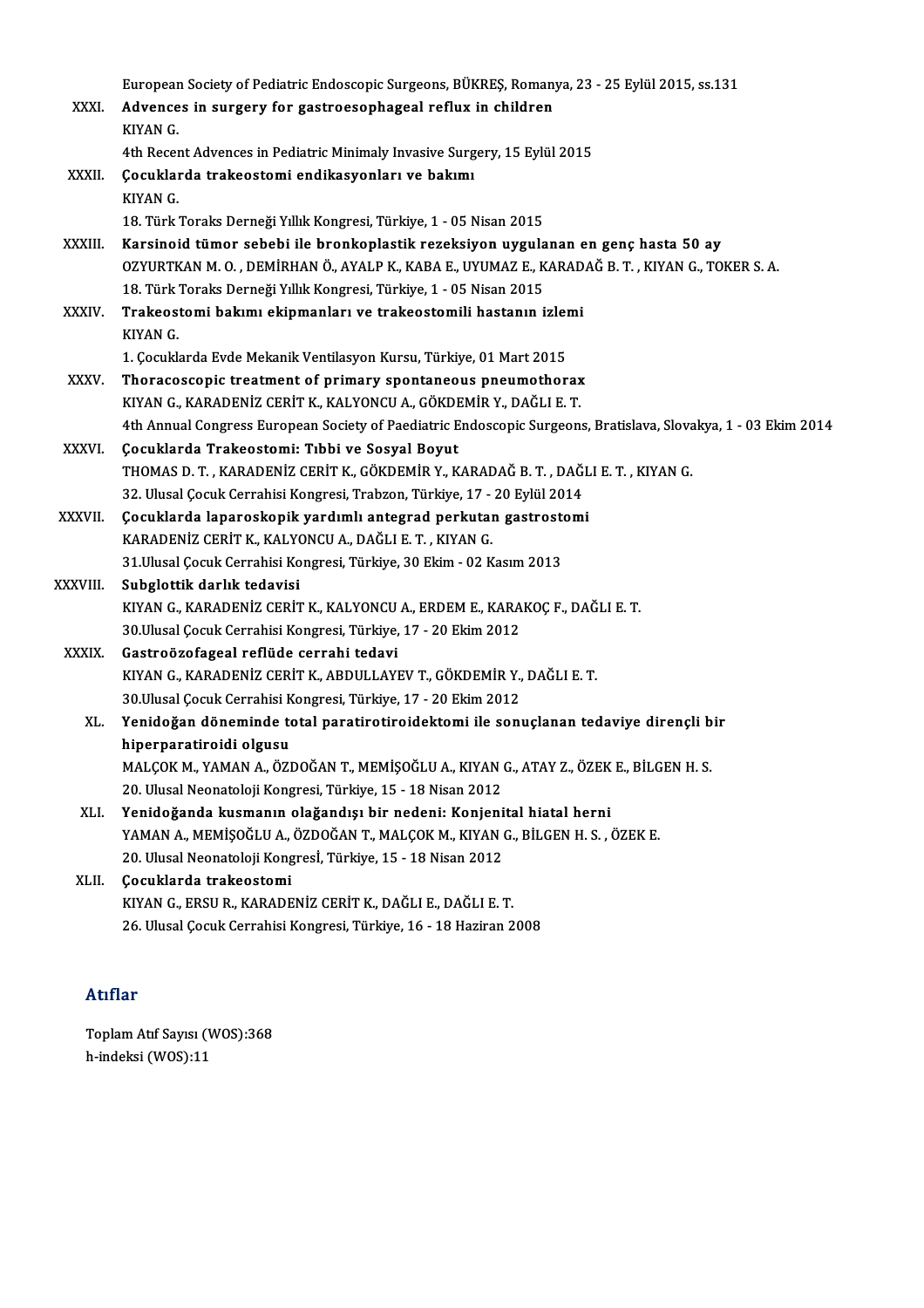European Society of Pediatric Endoscopic Surgeons, BÜKREŞ, Romanya, 23 - 25 Eylül 2015, ss.131

XXXI. **Advences in surgery for gastroesophageal reflux in children**
KIYAN G.
4th Recent Advences in Pediatric Minimaly Invasive Surgery, 15 Eylül 2015

XXXII. **Çocuklarda trakeostomi endikasyonları ve bakımı**
KIYAN G.
18. Türk Toraks Derneği Yıllık Kongresi, Türkiye, 1 - 05 Nisan 2015

XXXIII. **Karsinoid tümor sebebi ile bronkoplastik rezeksiyon uygulanan en genç hasta 50 ay**
OZYURTKAN M. O. , DEMİRHAN Ö., AYALP K., KABA E., UYUMAZ E., KARADAĞ B. T. , KIYAN G., TOKER S. A.
18. Türk Toraks Derneği Yıllık Kongresi, Türkiye, 1 - 05 Nisan 2015

XXXIV. **Trakeostomi bakımı ekipmanları ve trakeostomili hastanın izlemi**
KIYAN G.
1. Çocuklarda Evde Mekanik Ventilasyon Kursu, Türkiye, 01 Mart 2015

XXXV. **Thoracoscopic treatment of primary spontaneous pneumothorax**
KIYAN G., KARADENİZ CERİT K., KALYONCU A., GÖKDEMİR Y., DAĞLI E. T.
4th Annual Congress European Society of Paediatric Endoscopic Surgeons, Bratislava, Slovakya, 1 - 03 Ekim 2014

XXXVI. **Çocuklarda Trakeostomi: Tıbbi ve Sosyal Boyut**
THOMAS D. T. , KARADENİZ CERİT K., GÖKDEMİR Y., KARADAĞ B. T. , DAĞLI E. T. , KIYAN G.
32. Ulusal Çocuk Cerrahisi Kongresi, Trabzon, Türkiye, 17 - 20 Eylül 2014

XXXVII. **Çocuklarda laparoskopik yardımlı antegrad perkutan gastrostomi**
KARADENİZ CERİT K., KALYONCU A., DAĞLI E. T. , KIYAN G.
31.Ulusal Çocuk Cerrahisi Kongresi, Türkiye, 30 Ekim - 02 Kasım 2013

XXXVIII. **Subglottik darlık tedavisi**
KIYAN G., KARADENİZ CERİT K., KALYONCU A., ERDEM E., KARAKOÇ F., DAĞLI E. T.
30.Ulusal Çocuk Cerrahisi Kongresi, Türkiye, 17 - 20 Ekim 2012

XXXIX. **Gastroözofageal reflüde cerrahi tedavi**
KIYAN G., KARADENİZ CERİT K., ABDULLAYEV T., GÖKDEMİR Y., DAĞLI E. T.
30.Ulusal Çocuk Cerrahisi Kongresi, Türkiye, 17 - 20 Ekim 2012

XL. **Yenidoğan döneminde total paratirotiroidektomi ile sonuçlanan tedaviye dirençli bir hiperparatiroidi olgusu**
MALÇOK M., YAMAN A., ÖZDOĞAN T., MEMİŞOĞLU A., KIYAN G., ATAY Z., ÖZEK E., BİLGEN H. S.
20. Ulusal Neonatoloji Kongresi, Türkiye, 15 - 18 Nisan 2012

XLI. **Yenidoğanda kusmanın olağandışı bir nedeni: Konjenital hiatal herni**
YAMAN A., MEMİŞOĞLU A., ÖZDOĞAN T., MALÇOK M., KIYAN G., BİLGEN H. S. , ÖZEK E.
20. Ulusal Neonatoloji Kongresİ, Türkiye, 15 - 18 Nisan 2012

XLII. **Çocuklarda trakeostomi**
KIYAN G., ERSU R., KARADENİZ CERİT K., DAĞLI E., DAĞLI E. T.
26. Ulusal Çocuk Cerrahisi Kongresi, Türkiye, 16 - 18 Haziran 2008

## Atıflar

Toplam Atıf Sayısı (WOS):368
h-indeksi (WOS):11